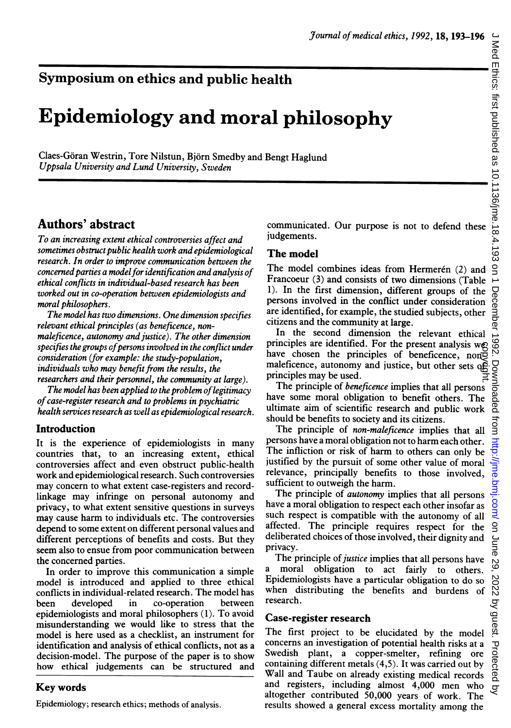## Symposium on ethics and public health

# Epidemiology and moral philosophy

Claes-Göran Westrin, Tore Nilstun, Björn Smedby and Bengt Haglund
*Uppsala University and Lund University, Sweden*

## Authors' abstract

*To an increasing extent ethical controversies affect and sometimes obstruct public health work and epidemiological research. In order to improve communication between the concerned parties a model for identification and analysis of ethical conflicts in individual-based research has been worked out in co-operation between epidemiologists and moral philosophers.*

*The model has two dimensions. One dimension specifies relevant ethical principles (as beneficence, non-maleficence, autonomy and justice). The other dimension specifies the groups of persons involved in the conflict under consideration (for example: the study-population, individuals who may benefit from the results, the researchers and their personnel, the community at large).*

*The model has been applied to the problem of legitimacy of case-register research and to problems in psychiatric health services research as well as epidemiological research.*

## Introduction

It is the experience of epidemiologists in many countries that, to an increasing extent, ethical controversies affect and even obstruct public-health work and epidemiological research. Such controversies may concern to what extent case-registers and record-linkage may infringe on personal autonomy and privacy, to what extent sensitive questions in surveys may cause harm to individuals etc. The controversies depend to some extent on different personal values and different perceptions of benefits and costs. But they seem also to ensue from poor communication between the concerned parties.

In order to improve this communication a simple model is introduced and applied to three ethical conflicts in individual-related research. The model has been developed in co-operation between epidemiologists and moral philosophers (1). To avoid misunderstanding we would like to stress that the model is here used as a checklist, an instrument for identification and analysis of ethical conflicts, not as a decision-model. The purpose of the paper is to show how ethical judgements can be structured and communicated. Our purpose is not to defend these judgements.

## Key words

Epidemiology; research ethics; methods of analysis.

## The model

The model combines ideas from Hermerén (2) and Francoeur (3) and consists of two dimensions (Table 1). In the first dimension, different groups of the persons involved in the conflict under consideration are identified, for example, the studied subjects, other citizens and the community at large.

In the second dimension the relevant ethical principles are identified. For the present analysis we have chosen the principles of beneficence, non-maleficence, autonomy and justice, but other sets of principles may be used.

The principle of *beneficence* implies that all persons have some moral obligation to benefit others. The ultimate aim of scientific research and public work should be benefits to society and its citizens.

The principle of *non-maleficence* implies that all persons have a moral obligation not to harm each other. The infliction or risk of harm to others can only be justified by the pursuit of some other value of moral relevance, principally benefits to those involved, sufficient to outweigh the harm.

The principle of *autonomy* implies that all persons have a moral obligation to respect each other insofar as such respect is compatible with the autonomy of all affected. The principle requires respect for the deliberated choices of those involved, their dignity and privacy.

The principle of *justice* implies that all persons have a moral obligation to act fairly to others. Epidemiologists have a particular obligation to do so when distributing the benefits and burdens of research.

## Case-register research

The first project to be elucidated by the model concerns an investigation of potential health risks at a Swedish plant, a copper-smelter, refining ore containing different metals (4,5). It was carried out by Wall and Taube on already existing medical records and registers, including almost 4,000 men who altogether contributed 50,000 years of work. The results showed a general excess mortality among the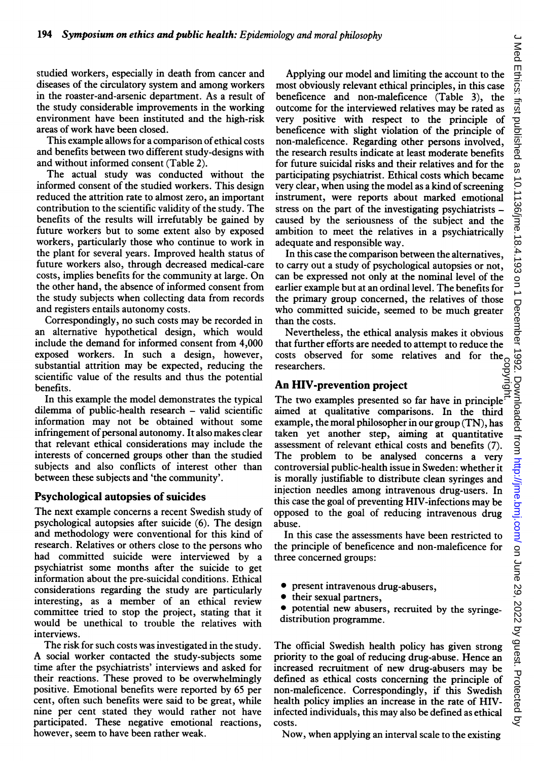studied workers, especially in death from cancer and diseases of the circulatory system and among workers in the roaster-and-arsenic department. As a result of the study considerable improvements in the working environment have been instituted and the high-risk areas of work have been closed.

This example allows for a comparison of ethical costs and benefits between two different study-designs with and without informed consent (Table 2).

The actual study was conducted without the informed consent of the studied workers. This design reduced the attrition rate to almost zero, an important contribution to the scientific validity of the study. The benefits of the results will irrefutably be gained by future workers but to some extent also by exposed workers, particularly those who continue to work in the plant for several years. Improved health status of future workers also, through decreased medical-care costs, implies benefits for the community at large. On the other hand, the absence of informed consent from the study subjects when collecting data from records and registers entails autonomy costs.

Correspondingly, no such costs may be recorded in an alternative hypothetical design, which would include the demand for informed consent from 4,000 exposed workers. In such a design, however, substantial attrition may be expected, reducing the scientific value of the results and thus the potential benefits.

In this example the model demonstrates the typical dilemma of public-health research – valid scientific information may not be obtained without some infringement of personal autonomy. It also makes clear that relevant ethical considerations may include the interests of concerned groups other than the studied subjects and also conflicts of interest other than between these subjects and 'the community'.

## Psychological autopsies of suicides

The next example concerns a recent Swedish study of psychological autopsies after suicide (6). The design and methodology were conventional for this kind of research. Relatives or others close to the persons who had committed suicide were interviewed by a psychiatrist some months after the suicide to get information about the pre-suicidal conditions. Ethical considerations regarding the study are particularly interesting, as a member of an ethical review committee tried to stop the project, stating that it would be unethical to trouble the relatives with interviews.

The risk for such costs was investigated in the study. A social worker contacted the study-subjects some time after the psychiatrists' interviews and asked for their reactions. These proved to be overwhelmingly positive. Emotional benefits were reported by 65 per cent, often such benefits were said to be great, while nine per cent stated they would rather not have participated. These negative emotional reactions, however, seem to have been rather weak.

Applying our model and limiting the account to the most obviously relevant ethical principles, in this case beneficence and non-maleficence (Table 3), the outcome for the interviewed relatives may be rated as very positive with respect to the principle of beneficence with slight violation of the principle of non-maleficence. Regarding other persons involved, the research results indicate at least moderate benefits for future suicidal risks and their relatives and for the participating psychiatrist. Ethical costs which became very clear, when using the model as a kind of screening instrument, were reports about marked emotional stress on the part of the investigating psychiatrists – caused by the seriousness of the subject and the ambition to meet the relatives in a psychiatrically adequate and responsible way.

In this case the comparison between the alternatives, to carry out a study of psychological autopsies or not, can be expressed not only at the nominal level of the earlier example but at an ordinal level. The benefits for the primary group concerned, the relatives of those who committed suicide, seemed to be much greater than the costs.

Nevertheless, the ethical analysis makes it obvious that further efforts are needed to attempt to reduce the costs observed for some relatives and for the researchers.

## An HIV-prevention project

The two examples presented so far have in principle aimed at qualitative comparisons. In the third example, the moral philosopher in our group (TN), has taken yet another step, aiming at quantitative assessment of relevant ethical costs and benefits (7). The problem to be analysed concerns a very controversial public-health issue in Sweden: whether it is morally justifiable to distribute clean syringes and injection needles among intravenous drug-users. In this case the goal of preventing HIV-infections may be opposed to the goal of reducing intravenous drug abuse.

In this case the assessments have been restricted to the principle of beneficence and non-maleficence for three concerned groups:

- present intravenous drug-abusers,
- their sexual partners,
- potential new abusers, recruited by the syringe-distribution programme.

The official Swedish health policy has given strong priority to the goal of reducing drug-abuse. Hence an increased recruitment of new drug-abusers may be defined as ethical costs concerning the principle of non-maleficence. Correspondingly, if this Swedish health policy implies an increase in the rate of HIV-infected individuals, this may also be defined as ethical costs.

Now, when applying an interval scale to the existing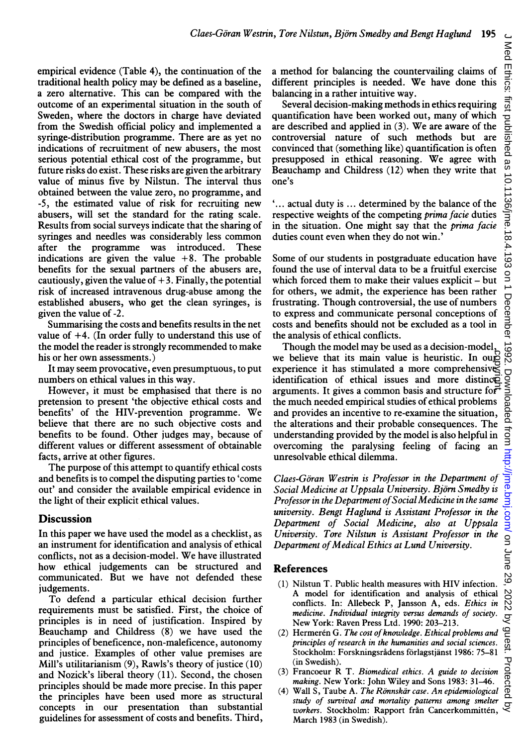empirical evidence (Table 4), the continuation of the traditional health policy may be defined as a baseline, a zero alternative. This can be compared with the outcome of an experimental situation in the south of Sweden, where the doctors in charge have deviated from the Swedish official policy and implemented a syringe-distribution programme. There are as yet no indications of recruitment of new abusers, the most serious potential ethical cost of the programme, but future risks do exist. These risks are given the arbitrary value of minus five by Nilstun. The interval thus obtained between the value zero, no programme, and -5, the estimated value of risk for recruiting new abusers, will set the standard for the rating scale. Results from social surveys indicate that the sharing of syringes and needles was considerably less common after the programme was introduced. These indications are given the value +8. The probable benefits for the sexual partners of the abusers are, cautiously, given the value of +3. Finally, the potential risk of increased intravenous drug-abuse among the established abusers, who get the clean syringes, is given the value of -2.

Summarising the costs and benefits results in the net value of +4. (In order fully to understand this use of the model the reader is strongly recommended to make his or her own assessments.)

It may seem provocative, even presumptuous, to put numbers on ethical values in this way.

However, it must be emphasised that there is no pretension to present 'the objective ethical costs and benefits' of the HIV-prevention programme. We believe that there are no such objective costs and benefits to be found. Other judges may, because of different values or different assessment of obtainable facts, arrive at other figures.

The purpose of this attempt to quantify ethical costs and benefits is to compel the disputing parties to 'come out' and consider the available empirical evidence in the light of their explicit ethical values.

## Discussion

In this paper we have used the model as a checklist, as an instrument for identification and analysis of ethical conflicts, not as a decision-model. We have illustrated how ethical judgements can be structured and communicated. But we have not defended these judgements.

To defend a particular ethical decision further requirements must be satisfied. First, the choice of principles is in need of justification. Inspired by Beauchamp and Childress (8) we have used the principles of beneficence, non-maleficence, autonomy and justice. Examples of other value premises are Mill's utilitarianism (9), Rawls's theory of justice (10) and Nozick's liberal theory (11). Second, the chosen principles should be made more precise. In this paper the principles have been used more as structural concepts in our presentation than substantial guidelines for assessment of costs and benefits. Third, a method for balancing the countervailing claims of different principles is needed. We have done this balancing in a rather intuitive way.

Several decision-making methods in ethics requiring quantification have been worked out, many of which are described and applied in (3). We are aware of the controversial nature of such methods but are convinced that (something like) quantification is often presupposed in ethical reasoning. We agree with Beauchamp and Childress (12) when they write that one's

'... actual duty is ... determined by the balance of the respective weights of the competing *prima facie* duties in the situation. One might say that the *prima facie* duties count even when they do not win.'

Some of our students in postgraduate education have found the use of interval data to be a fruitful exercise which forced them to make their values explicit – but for others, we admit, the experience has been rather frustrating. Though controversial, the use of numbers to express and communicate personal conceptions of costs and benefits should not be excluded as a tool in the analysis of ethical conflicts.

Though the model may be used as a decision-model, we believe that its main value is heuristic. In our experience it has stimulated a more comprehensive identification of ethical issues and more distinct arguments. It gives a common basis and structure for the much needed empirical studies of ethical problems and provides an incentive to re-examine the situation, the alterations and their probable consequences. The understanding provided by the model is also helpful in overcoming the paralysing feeling of facing an unresolvable ethical dilemma.

*Claes-Göran Westrin is Professor in the Department of Social Medicine at Uppsala University. Björn Smedby is Professor in the Department of Social Medicine in the same university. Bengt Haglund is Assistant Professor in the Department of Social Medicine, also at Uppsala University. Tore Nilstun is Assistant Professor in the Department of Medical Ethics at Lund University.*

## References

(1) Nilstun T. Public health measures with HIV infection. A model for identification and analysis of ethical conflicts. In: Allebeck P, Jansson A, eds. *Ethics in medicine. Individual integrity versus demands of society.* New York: Raven Press Ltd. 1990: 203–213.

(2) Hermerén G. *The cost of knowledge. Ethical problems and principles of research in the humanities and social sciences.* Stockholm: Forskningsrådens förlagstjänst 1986: 75–81 (in Swedish).

(3) Francoeur R T. *Biomedical ethics. A guide to decision making.* New York: John Wiley and Sons 1983: 31–46.

(4) Wall S, Taube A. *The Rönnskär case. An epidemiological study of survival and mortality patterns among smelter workers.* Stockholm: Rapport från Cancerkommittén, March 1983 (in Swedish).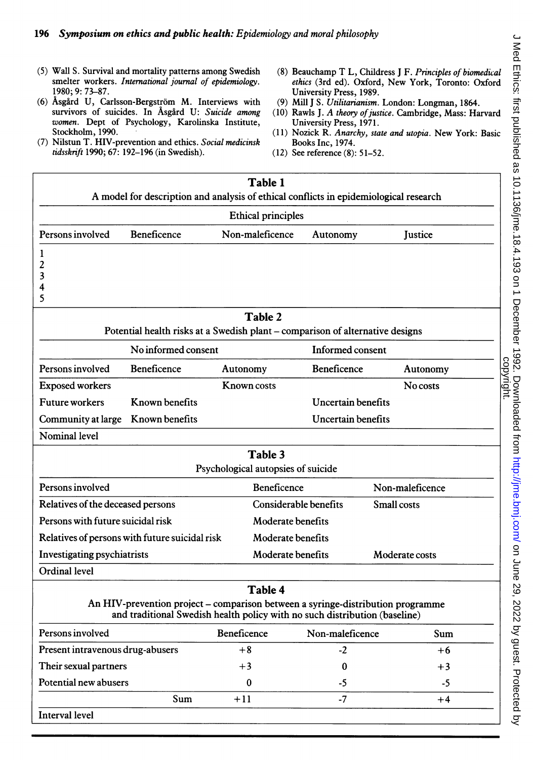(5) Wall S. Survival and mortality patterns among Swedish smelter workers. *International journal of epidemiology.* 1980; 9: 73–87.

(6) Åsgård U, Carlsson-Bergström M. Interviews with survivors of suicides. In Åsgård U: *Suicide among women*. Dept of Psychology, Karolinska Institute, Stockholm, 1990.

(7) Nilstun T. HIV-prevention and ethics. *Social medicinsk tidsskrift* 1990; 67: 192–196 (in Swedish).

(8) Beauchamp T L, Childress J F. *Principles of biomedical ethics* (3rd ed). Oxford, New York, Toronto: Oxford University Press, 1989.

(9) Mill J S. *Utilitarianism*. London: Longman, 1864.

(10) Rawls J. *A theory of justice*. Cambridge, Mass: Harvard University Press, 1971.

(11) Nozick R. *Anarchy, state and utopia*. New York: Basic Books Inc, 1974.

(12) See reference (8): 51–52.

**Table 1**

A model for description and analysis of ethical conflicts in epidemiological research

| | Ethical principles | | | |
|---|---|---|---|---|
| Persons involved | Beneficence | Non-maleficence | Autonomy | Justice |
| 1 | | | | |
| 2 | | | | |
| 3 | | | | |
| 4 | | | | |
| 5 | | | | |

**Table 2**

Potential health risks at a Swedish plant – comparison of alternative designs

| | No informed consent | | Informed consent | |
|---|---|---|---|---|
| Persons involved | Beneficence | Autonomy | Beneficence | Autonomy |
| Exposed workers | | Known costs | | No costs |
| Future workers | Known benefits | | Uncertain benefits | |
| Community at large | Known benefits | | Uncertain benefits | |
| Nominal level | | | | |

**Table 3**

Psychological autopsies of suicide

| Persons involved | Beneficence | Non-maleficence |
|---|---|---|
| Relatives of the deceased persons | Considerable benefits | Small costs |
| Persons with future suicidal risk | Moderate benefits | |
| Relatives of persons with future suicidal risk | Moderate benefits | |
| Investigating psychiatrists | Moderate benefits | Moderate costs |
| Ordinal level | | |

**Table 4**

An HIV-prevention project – comparison between a syringe-distribution programme and traditional Swedish health policy with no such distribution (baseline)

| Persons involved | Beneficence | Non-maleficence | Sum |
|---|---|---|---|
| Present intravenous drug-abusers | +8 | -2 | +6 |
| Their sexual partners | +3 | 0 | +3 |
| Potential new abusers | 0 | -5 | -5 |
| Sum | +11 | -7 | +4 |
| Interval level | | | |